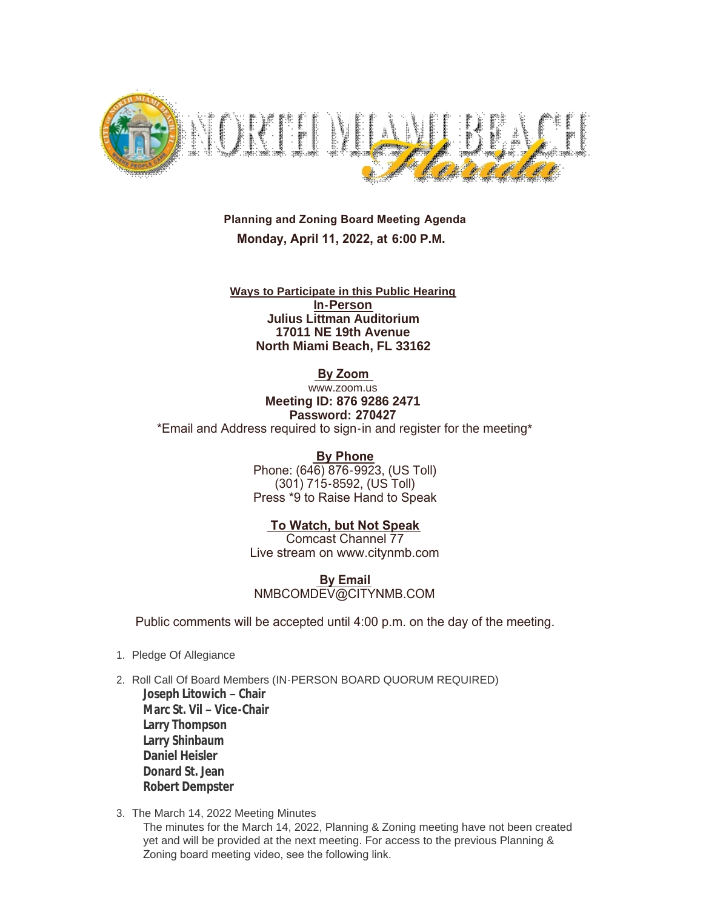# NORTH MIAMI BEACH Florida

**Planning and Zoning Board Meeting Agenda**

**Monday, April 11, 2022, at 6:00 P.M.**

**Ways to Participate in this Public Hearing**

**In-Person**
**Julius Littman Auditorium**
**17011 NE 19th Avenue**
**North Miami Beach, FL 33162**

**By Zoom**
www.zoom.us
**Meeting ID: 876 9286 2471**
**Password: 270427**
*Email and Address required to sign-in and register for the meeting*

**By Phone**
Phone: (646) 876-9923, (US Toll)
(301) 715-8592, (US Toll)
Press *9 to Raise Hand to Speak

**To Watch, but Not Speak**
Comcast Channel 77
Live stream on www.citynmb.com

**By Email**
NMBCOMDEV@CITYNMB.COM

Public comments will be accepted until 4:00 p.m. on the day of the meeting.

1. Pledge Of Allegiance
2. Roll Call Of Board Members (IN-PERSON BOARD QUORUM REQUIRED)
   **Joseph Litowich – Chair**
   **Marc St. Vil – Vice-Chair**
   **Larry Thompson**
   **Larry Shinbaum**
   **Daniel Heisler**
   **Donard St. Jean**
   **Robert Dempster**
3. The March 14, 2022 Meeting Minutes
   The minutes for the March 14, 2022, Planning & Zoning meeting have not been created yet and will be provided at the next meeting. For access to the previous Planning & Zoning board meeting video, see the following link.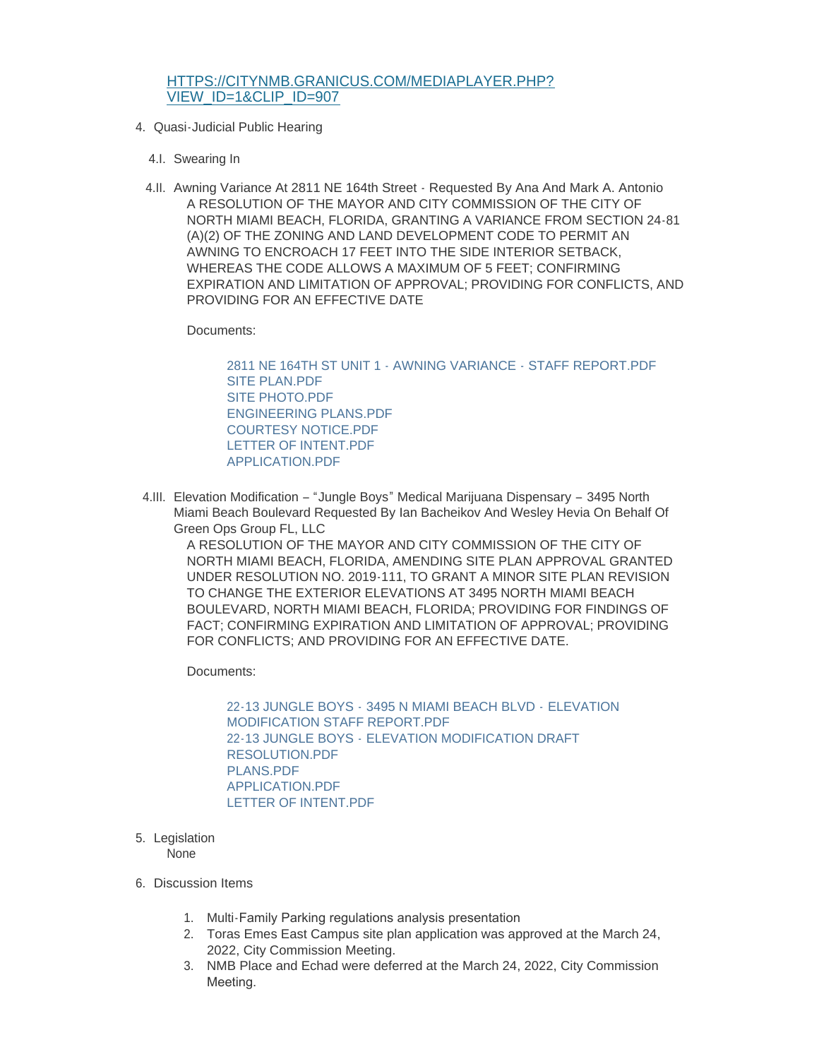[HTTPS://CITYNMB.GRANICUS.COM/MEDIAPLAYER.PHP?VIEW_ID=1&CLIP_ID=907](HTTPS://CITYNMB.GRANICUS.COM/MEDIAPLAYER.PHP?VIEW_ID=1&CLIP_ID=907)

4. Quasi-Judicial Public Hearing

   4.I. Swearing In

   4.II. Awning Variance At 2811 NE 164th Street - Requested By Ana And Mark A. Antonio

   A RESOLUTION OF THE MAYOR AND CITY COMMISSION OF THE CITY OF NORTH MIAMI BEACH, FLORIDA, GRANTING A VARIANCE FROM SECTION 24-81 (A)(2) OF THE ZONING AND LAND DEVELOPMENT CODE TO PERMIT AN AWNING TO ENCROACH 17 FEET INTO THE SIDE INTERIOR SETBACK, WHEREAS THE CODE ALLOWS A MAXIMUM OF 5 FEET; CONFIRMING EXPIRATION AND LIMITATION OF APPROVAL; PROVIDING FOR CONFLICTS, AND PROVIDING FOR AN EFFECTIVE DATE

   Documents:

   - 2811 NE 164TH ST UNIT 1 - AWNING VARIANCE - STAFF REPORT.PDF
   - SITE PLAN.PDF
   - SITE PHOTO.PDF
   - ENGINEERING PLANS.PDF
   - COURTESY NOTICE.PDF
   - LETTER OF INTENT.PDF
   - APPLICATION.PDF

   4.III. Elevation Modification – "Jungle Boys" Medical Marijuana Dispensary – 3495 North Miami Beach Boulevard Requested By Ian Bacheikov And Wesley Hevia On Behalf Of Green Ops Group FL, LLC

   A RESOLUTION OF THE MAYOR AND CITY COMMISSION OF THE CITY OF NORTH MIAMI BEACH, FLORIDA, AMENDING SITE PLAN APPROVAL GRANTED UNDER RESOLUTION NO. 2019-111, TO GRANT A MINOR SITE PLAN REVISION TO CHANGE THE EXTERIOR ELEVATIONS AT 3495 NORTH MIAMI BEACH BOULEVARD, NORTH MIAMI BEACH, FLORIDA; PROVIDING FOR FINDINGS OF FACT; CONFIRMING EXPIRATION AND LIMITATION OF APPROVAL; PROVIDING FOR CONFLICTS; AND PROVIDING FOR AN EFFECTIVE DATE.

   Documents:

   - 22-13 JUNGLE BOYS - 3495 N MIAMI BEACH BLVD - ELEVATION MODIFICATION STAFF REPORT.PDF
   - 22-13 JUNGLE BOYS - ELEVATION MODIFICATION DRAFT RESOLUTION.PDF
   - PLANS.PDF
   - APPLICATION.PDF
   - LETTER OF INTENT.PDF

5. Legislation

   None

6. Discussion Items

   1. Multi-Family Parking regulations analysis presentation
   2. Toras Emes East Campus site plan application was approved at the March 24, 2022, City Commission Meeting.
   3. NMB Place and Echad were deferred at the March 24, 2022, City Commission Meeting.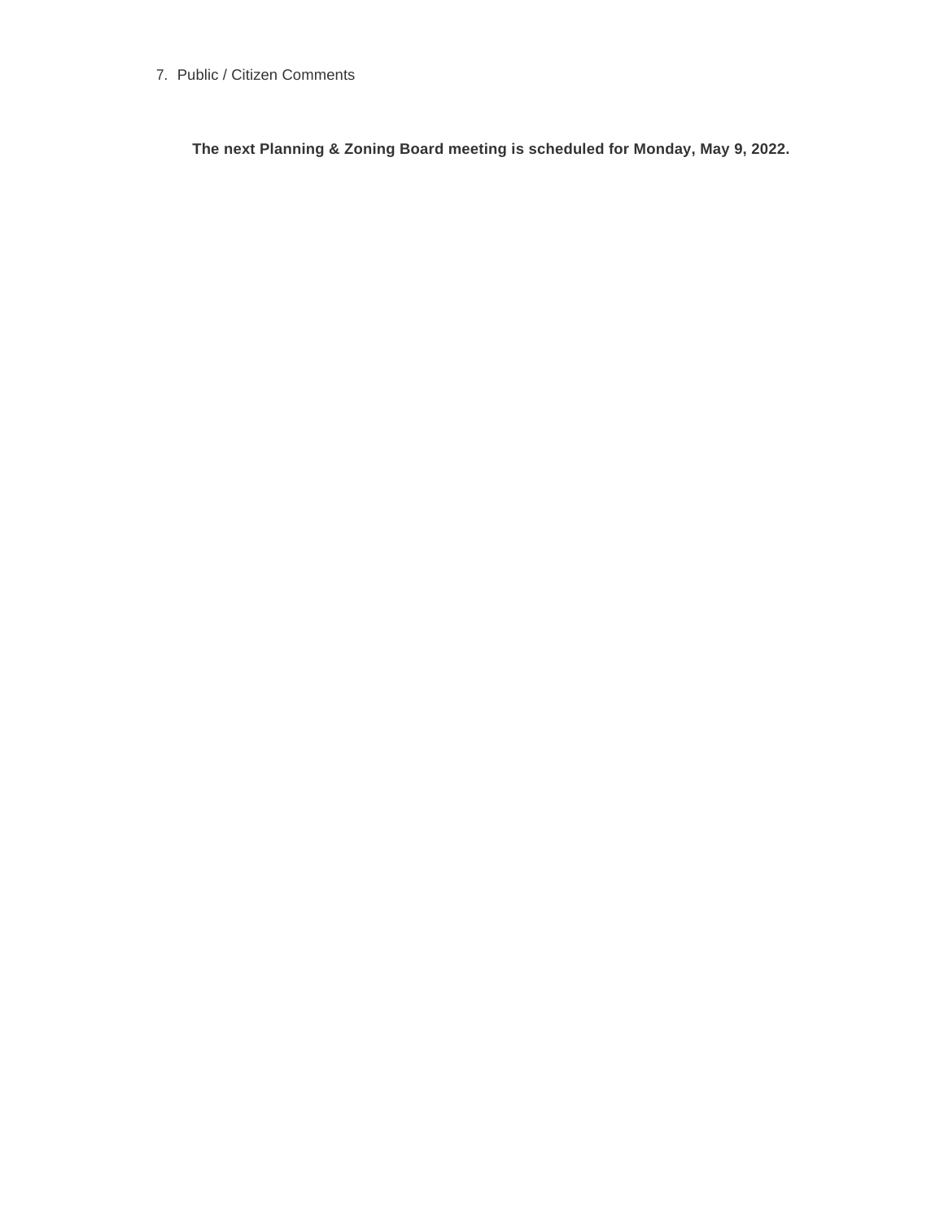7. Public / Citizen Comments

**The next Planning & Zoning Board meeting is scheduled for Monday, May 9, 2022.**